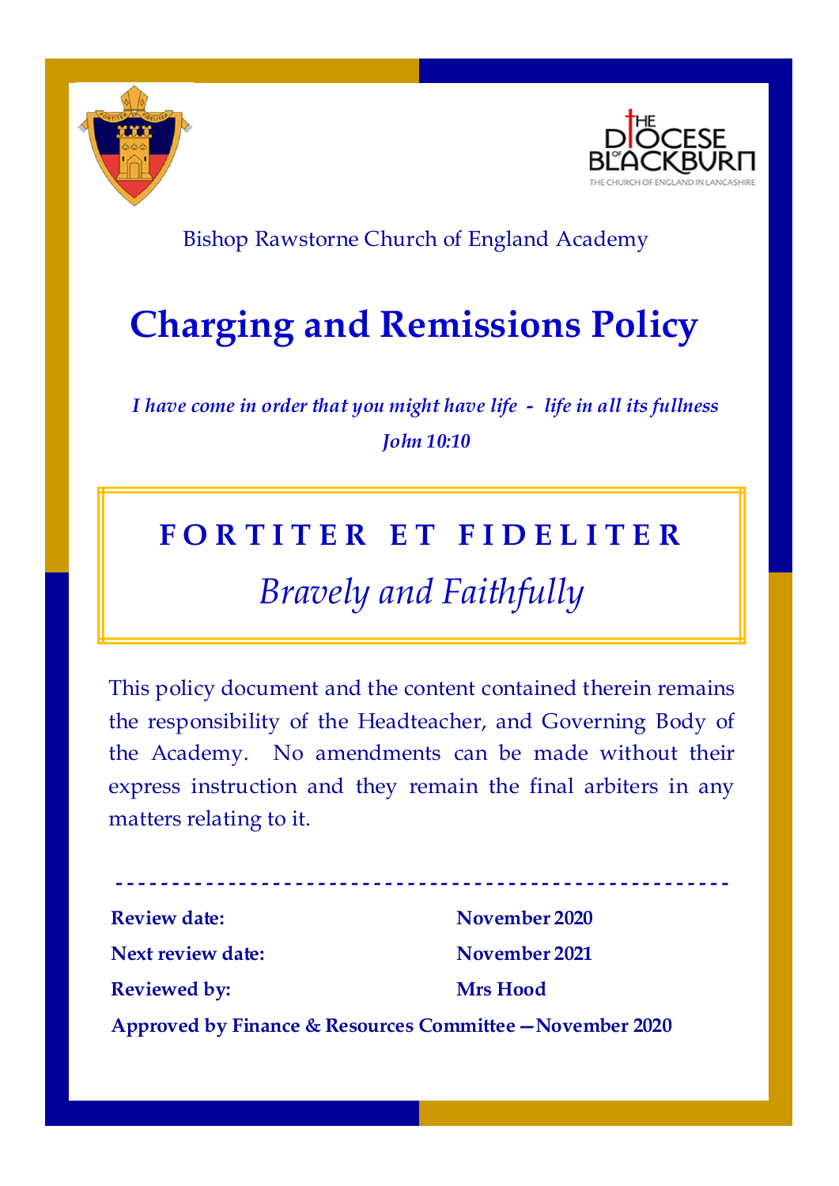THE DIOCESE OF BLACKBURN
THE CHURCH OF ENGLAND IN LANCASHIRE

Bishop Rawstorne Church of England Academy

# Charging and Remissions Policy

*I have come in order that you might have life - life in all its fullness*
*John 10:10*

## FORTITER ET FIDELITER

*Bravely and Faithfully*

This policy document and the content contained therein remains the responsibility of the Headteacher, and Governing Body of the Academy. No amendments can be made without their express instruction and they remain the final arbiters in any matters relating to it.

---

**Review date:** **November 2020**

**Next review date:** **November 2021**

**Reviewed by:** **Mrs Hood**

**Approved by Finance & Resources Committee —November 2020**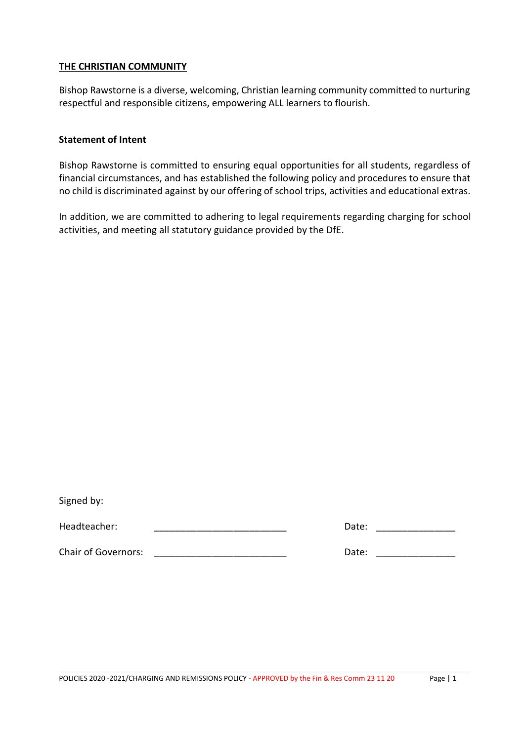## THE CHRISTIAN COMMUNITY

Bishop Rawstorne is a diverse, welcoming, Christian learning community committed to nurturing respectful and responsible citizens, empowering ALL learners to flourish.

### Statement of Intent

Bishop Rawstorne is committed to ensuring equal opportunities for all students, regardless of financial circumstances, and has established the following policy and procedures to ensure that no child is discriminated against by our offering of school trips, activities and educational extras.

In addition, we are committed to adhering to legal requirements regarding charging for school activities, and meeting all statutory guidance provided by the DfE.

Signed by:

Headteacher: ________________________ Date: ______________

Chair of Governors: ________________________ Date: ______________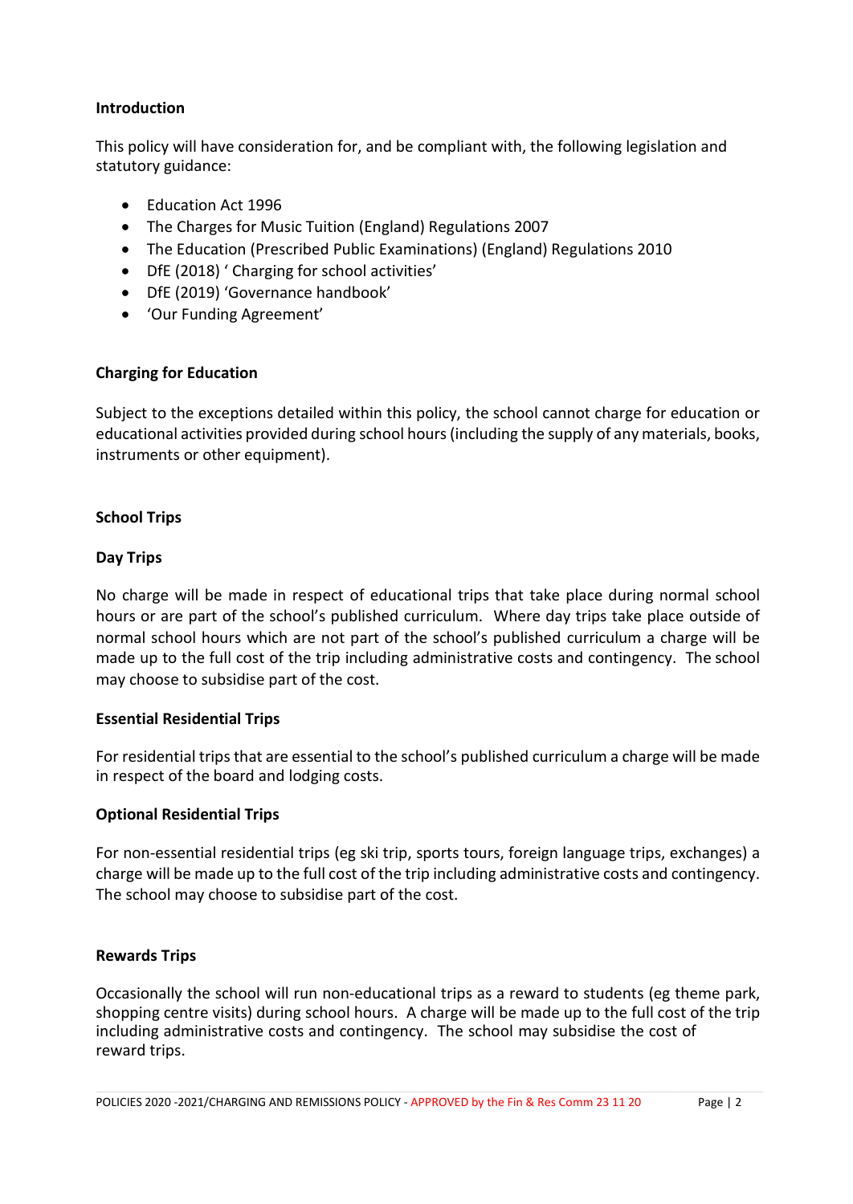## Introduction

This policy will have consideration for, and be compliant with, the following legislation and statutory guidance:

- Education Act 1996
- The Charges for Music Tuition (England) Regulations 2007
- The Education (Prescribed Public Examinations) (England) Regulations 2010
- DfE (2018) ' Charging for school activities'
- DfE (2019) 'Governance handbook'
- 'Our Funding Agreement'

## Charging for Education

Subject to the exceptions detailed within this policy, the school cannot charge for education or educational activities provided during school hours (including the supply of any materials, books, instruments or other equipment).

## School Trips

### Day Trips

No charge will be made in respect of educational trips that take place during normal school hours or are part of the school's published curriculum. Where day trips take place outside of normal school hours which are not part of the school's published curriculum a charge will be made up to the full cost of the trip including administrative costs and contingency. The school may choose to subsidise part of the cost.

### Essential Residential Trips

For residential trips that are essential to the school's published curriculum a charge will be made in respect of the board and lodging costs.

### Optional Residential Trips

For non-essential residential trips (eg ski trip, sports tours, foreign language trips, exchanges) a charge will be made up to the full cost of the trip including administrative costs and contingency. The school may choose to subsidise part of the cost.

### Rewards Trips

Occasionally the school will run non-educational trips as a reward to students (eg theme park, shopping centre visits) during school hours. A charge will be made up to the full cost of the trip including administrative costs and contingency. The school may subsidise the cost of reward trips.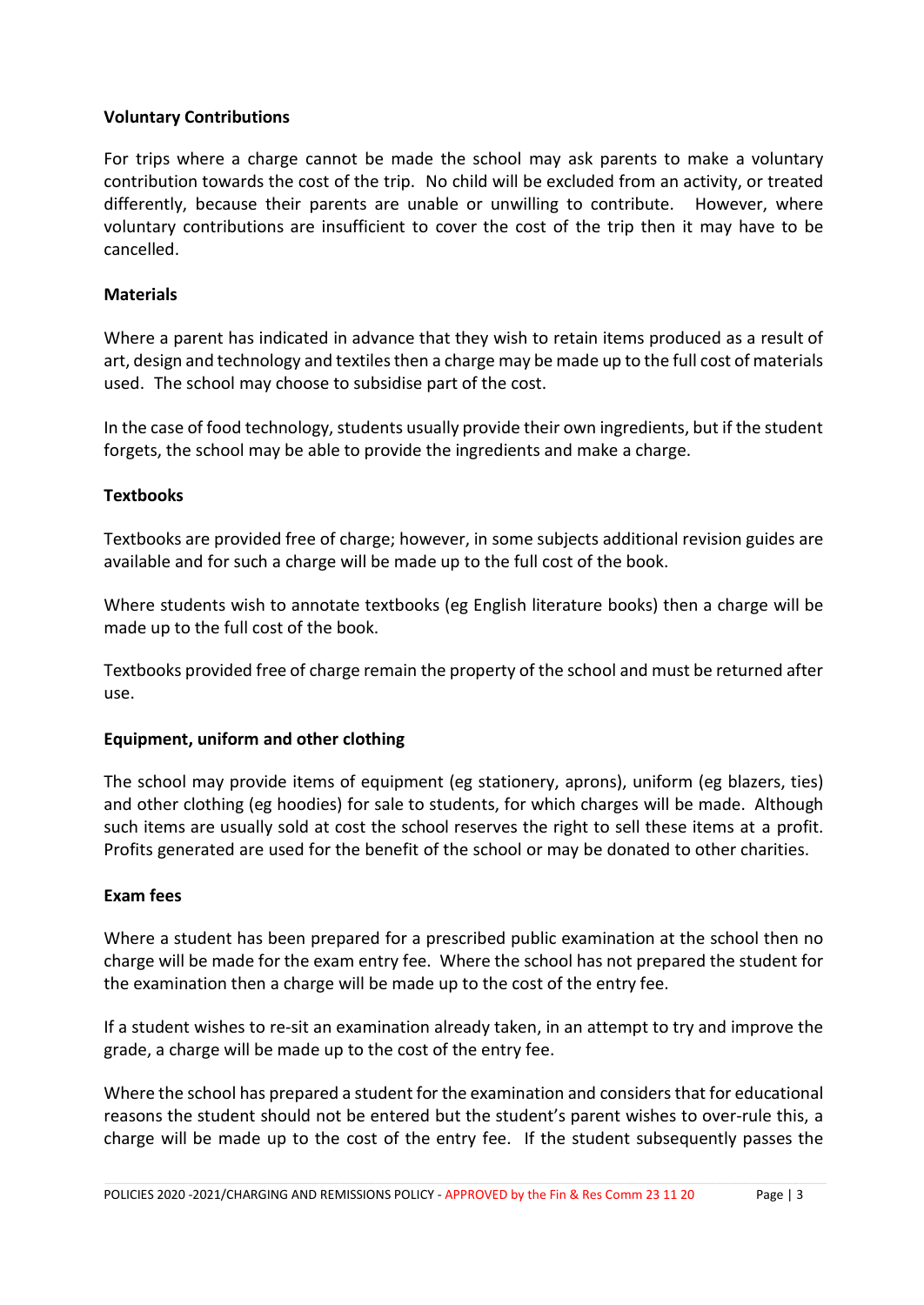**Voluntary Contributions**

For trips where a charge cannot be made the school may ask parents to make a voluntary contribution towards the cost of the trip. No child will be excluded from an activity, or treated differently, because their parents are unable or unwilling to contribute. However, where voluntary contributions are insufficient to cover the cost of the trip then it may have to be cancelled.

**Materials**

Where a parent has indicated in advance that they wish to retain items produced as a result of art, design and technology and textiles then a charge may be made up to the full cost of materials used. The school may choose to subsidise part of the cost.

In the case of food technology, students usually provide their own ingredients, but if the student forgets, the school may be able to provide the ingredients and make a charge.

**Textbooks**

Textbooks are provided free of charge; however, in some subjects additional revision guides are available and for such a charge will be made up to the full cost of the book.

Where students wish to annotate textbooks (eg English literature books) then a charge will be made up to the full cost of the book.

Textbooks provided free of charge remain the property of the school and must be returned after use.

**Equipment, uniform and other clothing**

The school may provide items of equipment (eg stationery, aprons), uniform (eg blazers, ties) and other clothing (eg hoodies) for sale to students, for which charges will be made. Although such items are usually sold at cost the school reserves the right to sell these items at a profit. Profits generated are used for the benefit of the school or may be donated to other charities.

**Exam fees**

Where a student has been prepared for a prescribed public examination at the school then no charge will be made for the exam entry fee. Where the school has not prepared the student for the examination then a charge will be made up to the cost of the entry fee.

If a student wishes to re-sit an examination already taken, in an attempt to try and improve the grade, a charge will be made up to the cost of the entry fee.

Where the school has prepared a student for the examination and considers that for educational reasons the student should not be entered but the student's parent wishes to over-rule this, a charge will be made up to the cost of the entry fee. If the student subsequently passes the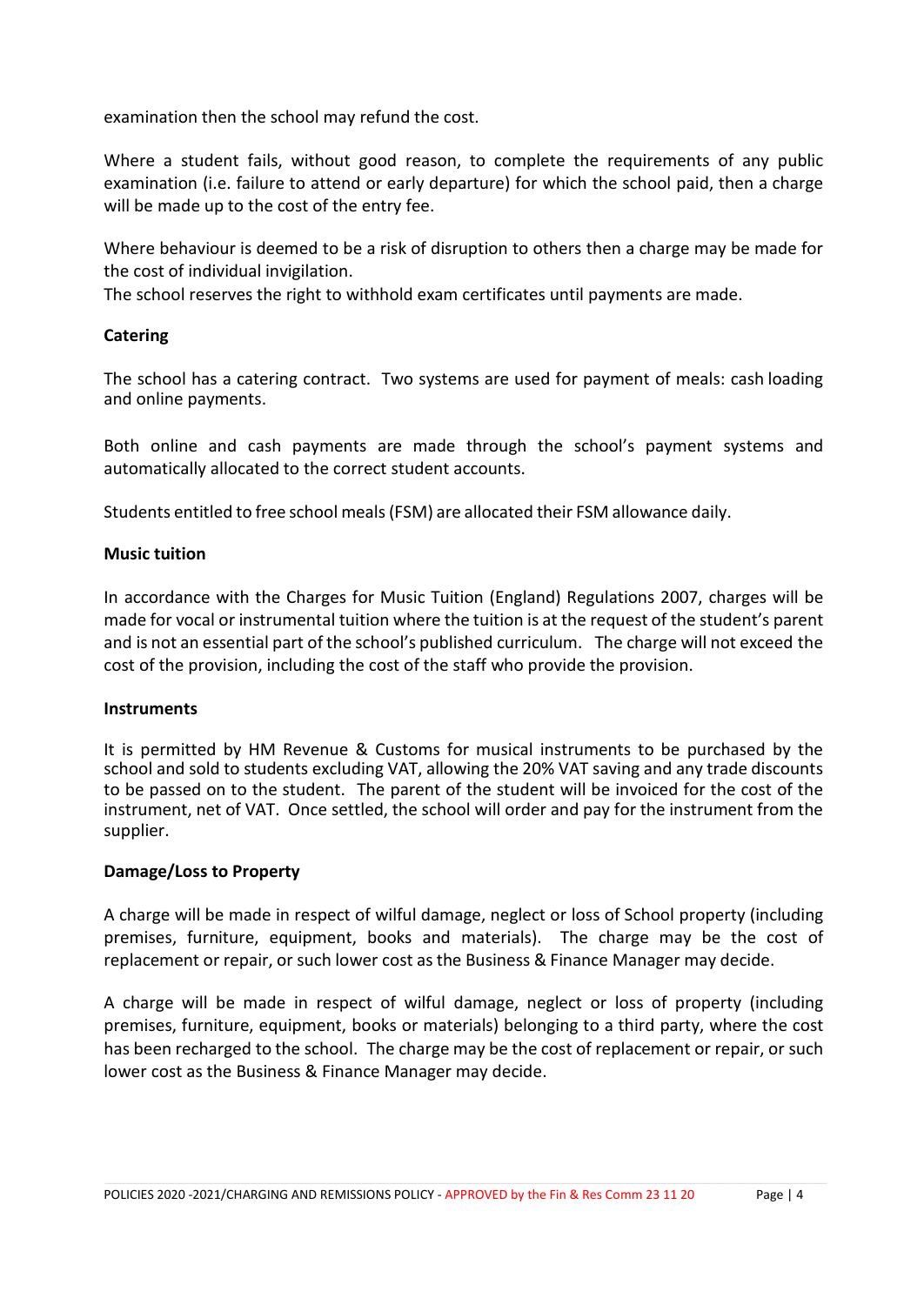examination then the school may refund the cost.

Where a student fails, without good reason, to complete the requirements of any public examination (i.e. failure to attend or early departure) for which the school paid, then a charge will be made up to the cost of the entry fee.

Where behaviour is deemed to be a risk of disruption to others then a charge may be made for the cost of individual invigilation.
The school reserves the right to withhold exam certificates until payments are made.

**Catering**

The school has a catering contract. Two systems are used for payment of meals: cash loading and online payments.

Both online and cash payments are made through the school's payment systems and automatically allocated to the correct student accounts.

Students entitled to free school meals (FSM) are allocated their FSM allowance daily.

**Music tuition**

In accordance with the Charges for Music Tuition (England) Regulations 2007, charges will be made for vocal or instrumental tuition where the tuition is at the request of the student's parent and is not an essential part of the school's published curriculum. The charge will not exceed the cost of the provision, including the cost of the staff who provide the provision.

**Instruments**

It is permitted by HM Revenue & Customs for musical instruments to be purchased by the school and sold to students excluding VAT, allowing the 20% VAT saving and any trade discounts to be passed on to the student. The parent of the student will be invoiced for the cost of the instrument, net of VAT. Once settled, the school will order and pay for the instrument from the supplier.

**Damage/Loss to Property**

A charge will be made in respect of wilful damage, neglect or loss of School property (including premises, furniture, equipment, books and materials). The charge may be the cost of replacement or repair, or such lower cost as the Business & Finance Manager may decide.

A charge will be made in respect of wilful damage, neglect or loss of property (including premises, furniture, equipment, books or materials) belonging to a third party, where the cost has been recharged to the school. The charge may be the cost of replacement or repair, or such lower cost as the Business & Finance Manager may decide.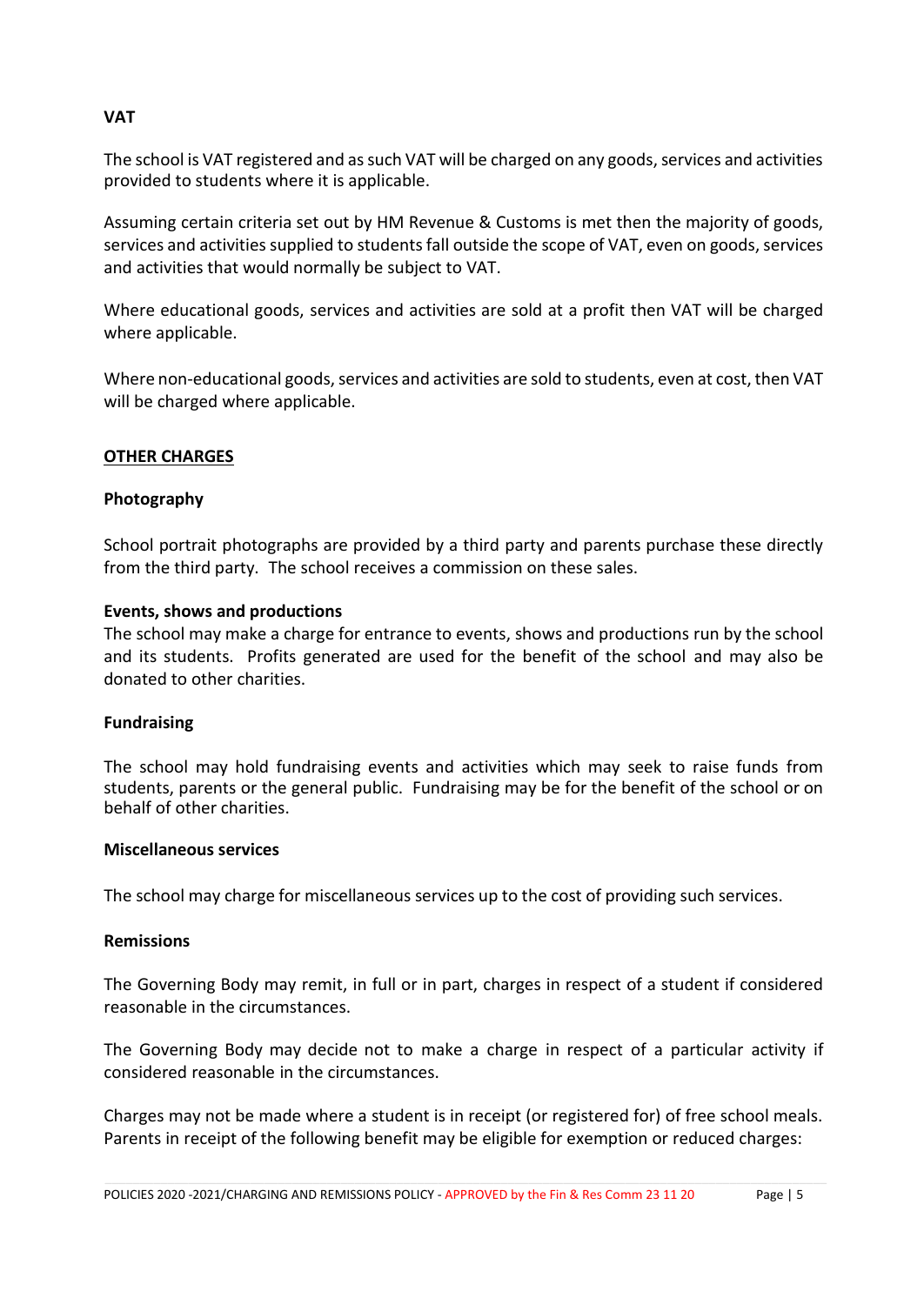**VAT**

The school is VAT registered and as such VAT will be charged on any goods, services and activities provided to students where it is applicable.

Assuming certain criteria set out by HM Revenue & Customs is met then the majority of goods, services and activities supplied to students fall outside the scope of VAT, even on goods, services and activities that would normally be subject to VAT.

Where educational goods, services and activities are sold at a profit then VAT will be charged where applicable.

Where non-educational goods, services and activities are sold to students, even at cost, then VAT will be charged where applicable.

## OTHER CHARGES

**Photography**

School portrait photographs are provided by a third party and parents purchase these directly from the third party. The school receives a commission on these sales.

**Events, shows and productions**

The school may make a charge for entrance to events, shows and productions run by the school and its students. Profits generated are used for the benefit of the school and may also be donated to other charities.

**Fundraising**

The school may hold fundraising events and activities which may seek to raise funds from students, parents or the general public. Fundraising may be for the benefit of the school or on behalf of other charities.

**Miscellaneous services**

The school may charge for miscellaneous services up to the cost of providing such services.

**Remissions**

The Governing Body may remit, in full or in part, charges in respect of a student if considered reasonable in the circumstances.

The Governing Body may decide not to make a charge in respect of a particular activity if considered reasonable in the circumstances.

Charges may not be made where a student is in receipt (or registered for) of free school meals. Parents in receipt of the following benefit may be eligible for exemption or reduced charges: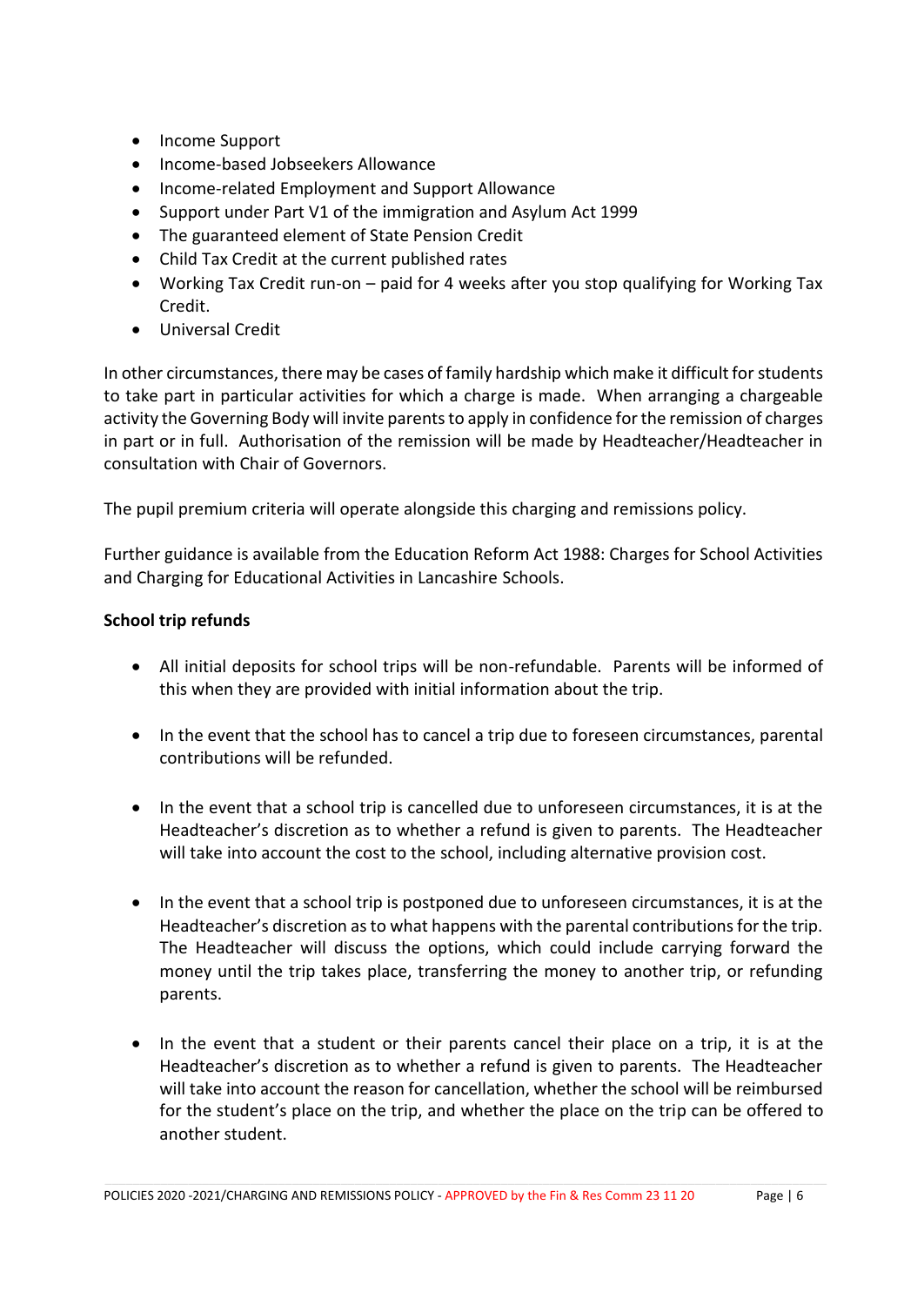- Income Support
- Income-based Jobseekers Allowance
- Income-related Employment and Support Allowance
- Support under Part V1 of the immigration and Asylum Act 1999
- The guaranteed element of State Pension Credit
- Child Tax Credit at the current published rates
- Working Tax Credit run-on – paid for 4 weeks after you stop qualifying for Working Tax Credit.
- Universal Credit

In other circumstances, there may be cases of family hardship which make it difficult for students to take part in particular activities for which a charge is made. When arranging a chargeable activity the Governing Body will invite parents to apply in confidence for the remission of charges in part or in full. Authorisation of the remission will be made by Headteacher/Headteacher in consultation with Chair of Governors.

The pupil premium criteria will operate alongside this charging and remissions policy.

Further guidance is available from the Education Reform Act 1988: Charges for School Activities and Charging for Educational Activities in Lancashire Schools.

**School trip refunds**

- All initial deposits for school trips will be non-refundable. Parents will be informed of this when they are provided with initial information about the trip.

- In the event that the school has to cancel a trip due to foreseen circumstances, parental contributions will be refunded.

- In the event that a school trip is cancelled due to unforeseen circumstances, it is at the Headteacher's discretion as to whether a refund is given to parents. The Headteacher will take into account the cost to the school, including alternative provision cost.

- In the event that a school trip is postponed due to unforeseen circumstances, it is at the Headteacher's discretion as to what happens with the parental contributions for the trip. The Headteacher will discuss the options, which could include carrying forward the money until the trip takes place, transferring the money to another trip, or refunding parents.

- In the event that a student or their parents cancel their place on a trip, it is at the Headteacher's discretion as to whether a refund is given to parents. The Headteacher will take into account the reason for cancellation, whether the school will be reimbursed for the student's place on the trip, and whether the place on the trip can be offered to another student.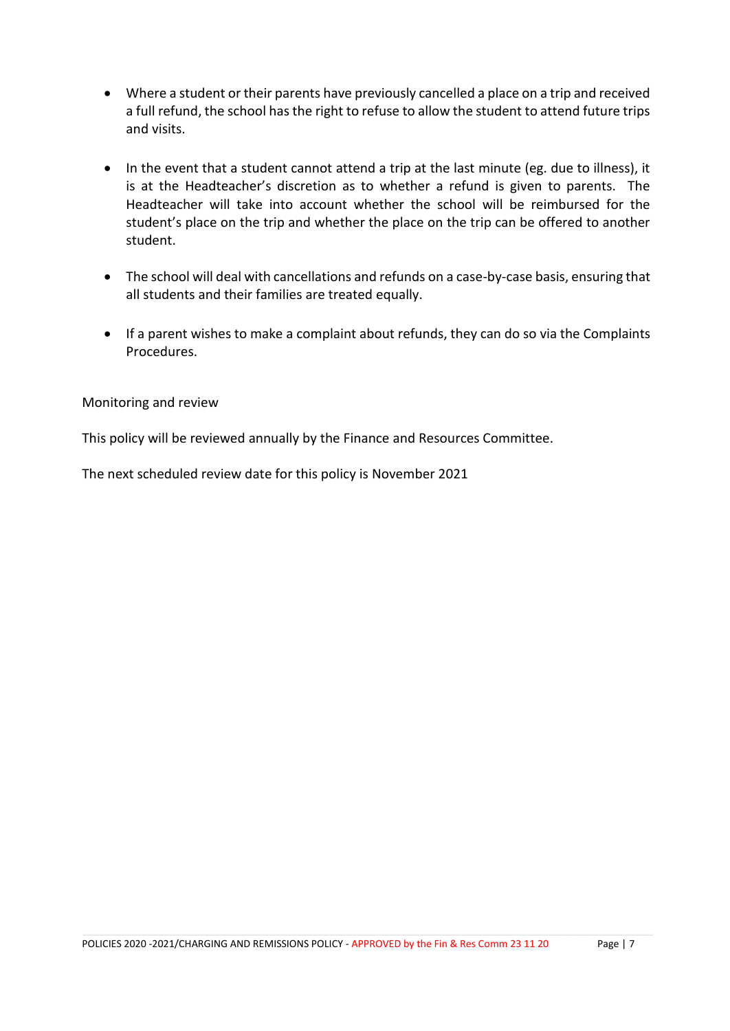- Where a student or their parents have previously cancelled a place on a trip and received a full refund, the school has the right to refuse to allow the student to attend future trips and visits.

- In the event that a student cannot attend a trip at the last minute (eg. due to illness), it is at the Headteacher's discretion as to whether a refund is given to parents. The Headteacher will take into account whether the school will be reimbursed for the student's place on the trip and whether the place on the trip can be offered to another student.

- The school will deal with cancellations and refunds on a case-by-case basis, ensuring that all students and their families are treated equally.

- If a parent wishes to make a complaint about refunds, they can do so via the Complaints Procedures.

Monitoring and review

This policy will be reviewed annually by the Finance and Resources Committee.

The next scheduled review date for this policy is November 2021